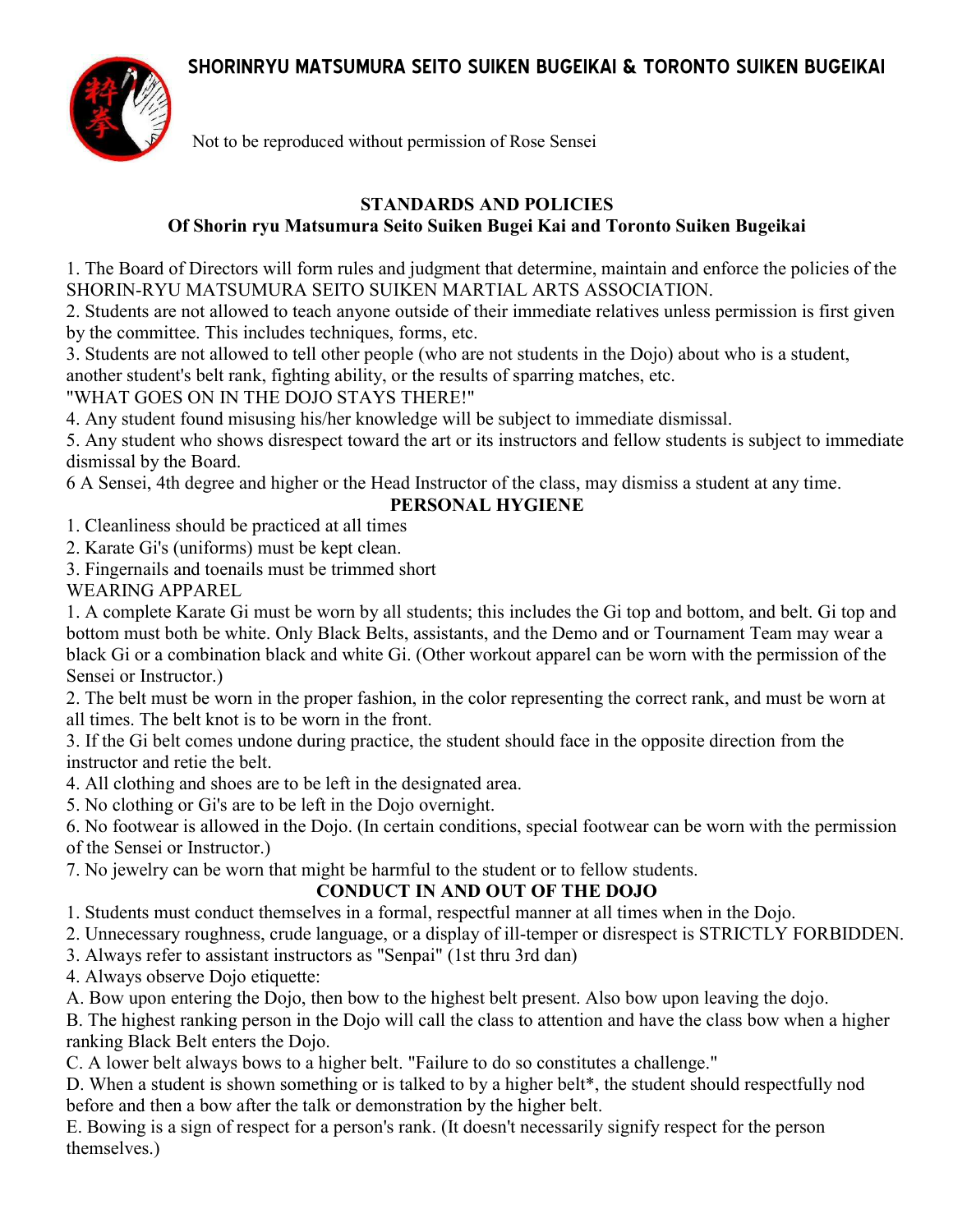# SHORINRYU MATSUMURA SEITO SUIKEN BUGEIKAI & TORONTO SUIKEN BUGEIKAI

Not to be reproduced without permission of Rose Sensei

## STANDARDS AND POLICIES
## Of Shorin ryu Matsumura Seito Suiken Bugei Kai and Toronto Suiken Bugeikai

1. The Board of Directors will form rules and judgment that determine, maintain and enforce the policies of the SHORIN-RYU MATSUMURA SEITO SUIKEN MARTIAL ARTS ASSOCIATION.
2. Students are not allowed to teach anyone outside of their immediate relatives unless permission is first given by the committee. This includes techniques, forms, etc.
3. Students are not allowed to tell other people (who are not students in the Dojo) about who is a student, another student's belt rank, fighting ability, or the results of sparring matches, etc.
"WHAT GOES ON IN THE DOJO STAYS THERE!"
4. Any student found misusing his/her knowledge will be subject to immediate dismissal.
5. Any student who shows disrespect toward the art or its instructors and fellow students is subject to immediate dismissal by the Board.
6 A Sensei, 4th degree and higher or the Head Instructor of the class, may dismiss a student at any time.

## PERSONAL HYGIENE

1. Cleanliness should be practiced at all times
2. Karate Gi's (uniforms) must be kept clean.
3. Fingernails and toenails must be trimmed short

WEARING APPAREL

1. A complete Karate Gi must be worn by all students; this includes the Gi top and bottom, and belt. Gi top and bottom must both be white. Only Black Belts, assistants, and the Demo and or Tournament Team may wear a black Gi or a combination black and white Gi. (Other workout apparel can be worn with the permission of the Sensei or Instructor.)
2. The belt must be worn in the proper fashion, in the color representing the correct rank, and must be worn at all times. The belt knot is to be worn in the front.
3. If the Gi belt comes undone during practice, the student should face in the opposite direction from the instructor and retie the belt.
4. All clothing and shoes are to be left in the designated area.
5. No clothing or Gi's are to be left in the Dojo overnight.
6. No footwear is allowed in the Dojo. (In certain conditions, special footwear can be worn with the permission of the Sensei or Instructor.)
7. No jewelry can be worn that might be harmful to the student or to fellow students.

## CONDUCT IN AND OUT OF THE DOJO

1. Students must conduct themselves in a formal, respectful manner at all times when in the Dojo.
2. Unnecessary roughness, crude language, or a display of ill-temper or disrespect is STRICTLY FORBIDDEN.
3. Always refer to assistant instructors as "Senpai" (1st thru 3rd dan)
4. Always observe Dojo etiquette:

A. Bow upon entering the Dojo, then bow to the highest belt present. Also bow upon leaving the dojo.
B. The highest ranking person in the Dojo will call the class to attention and have the class bow when a higher ranking Black Belt enters the Dojo.
C. A lower belt always bows to a higher belt. "Failure to do so constitutes a challenge."
D. When a student is shown something or is talked to by a higher belt*, the student should respectfully nod before and then a bow after the talk or demonstration by the higher belt.
E. Bowing is a sign of respect for a person's rank. (It doesn't necessarily signify respect for the person themselves.)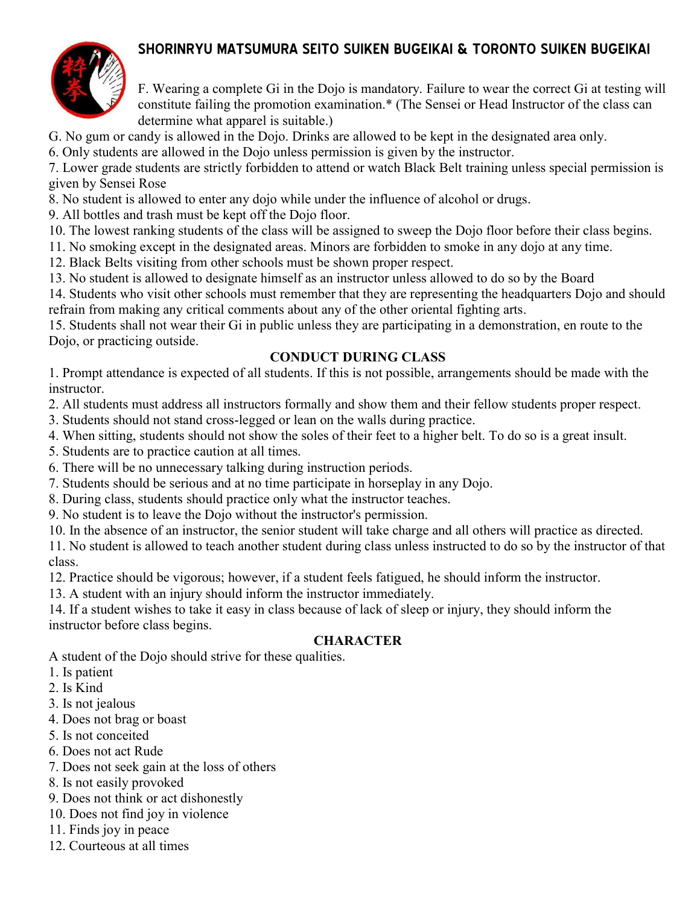F. Wearing a complete Gi in the Dojo is mandatory. Failure to wear the correct Gi at testing will constitute failing the promotion examination.* (The Sensei or Head Instructor of the class can determine what apparel is suitable.)

G. No gum or candy is allowed in the Dojo. Drinks are allowed to be kept in the designated area only.

6. Only students are allowed in the Dojo unless permission is given by the instructor.
7. Lower grade students are strictly forbidden to attend or watch Black Belt training unless special permission is given by Sensei Rose
8. No student is allowed to enter any dojo while under the influence of alcohol or drugs.
9. All bottles and trash must be kept off the Dojo floor.
10. The lowest ranking students of the class will be assigned to sweep the Dojo floor before their class begins.
11. No smoking except in the designated areas. Minors are forbidden to smoke in any dojo at any time.
12. Black Belts visiting from other schools must be shown proper respect.
13. No student is allowed to designate himself as an instructor unless allowed to do so by the Board
14. Students who visit other schools must remember that they are representing the headquarters Dojo and should refrain from making any critical comments about any of the other oriental fighting arts.
15. Students shall not wear their Gi in public unless they are participating in a demonstration, en route to the Dojo, or practicing outside.

## CONDUCT DURING CLASS

1. Prompt attendance is expected of all students. If this is not possible, arrangements should be made with the instructor.
2. All students must address all instructors formally and show them and their fellow students proper respect.
3. Students should not stand cross-legged or lean on the walls during practice.
4. When sitting, students should not show the soles of their feet to a higher belt. To do so is a great insult.
5. Students are to practice caution at all times.
6. There will be no unnecessary talking during instruction periods.
7. Students should be serious and at no time participate in horseplay in any Dojo.
8. During class, students should practice only what the instructor teaches.
9. No student is to leave the Dojo without the instructor's permission.
10. In the absence of an instructor, the senior student will take charge and all others will practice as directed.
11. No student is allowed to teach another student during class unless instructed to do so by the instructor of that class.
12. Practice should be vigorous; however, if a student feels fatigued, he should inform the instructor.
13. A student with an injury should inform the instructor immediately.
14. If a student wishes to take it easy in class because of lack of sleep or injury, they should inform the instructor before class begins.

## CHARACTER

A student of the Dojo should strive for these qualities.

1. Is patient
2. Is Kind
3. Is not jealous
4. Does not brag or boast
5. Is not conceited
6. Does not act Rude
7. Does not seek gain at the loss of others
8. Is not easily provoked
9. Does not think or act dishonestly
10. Does not find joy in violence
11. Finds joy in peace
12. Courteous at all times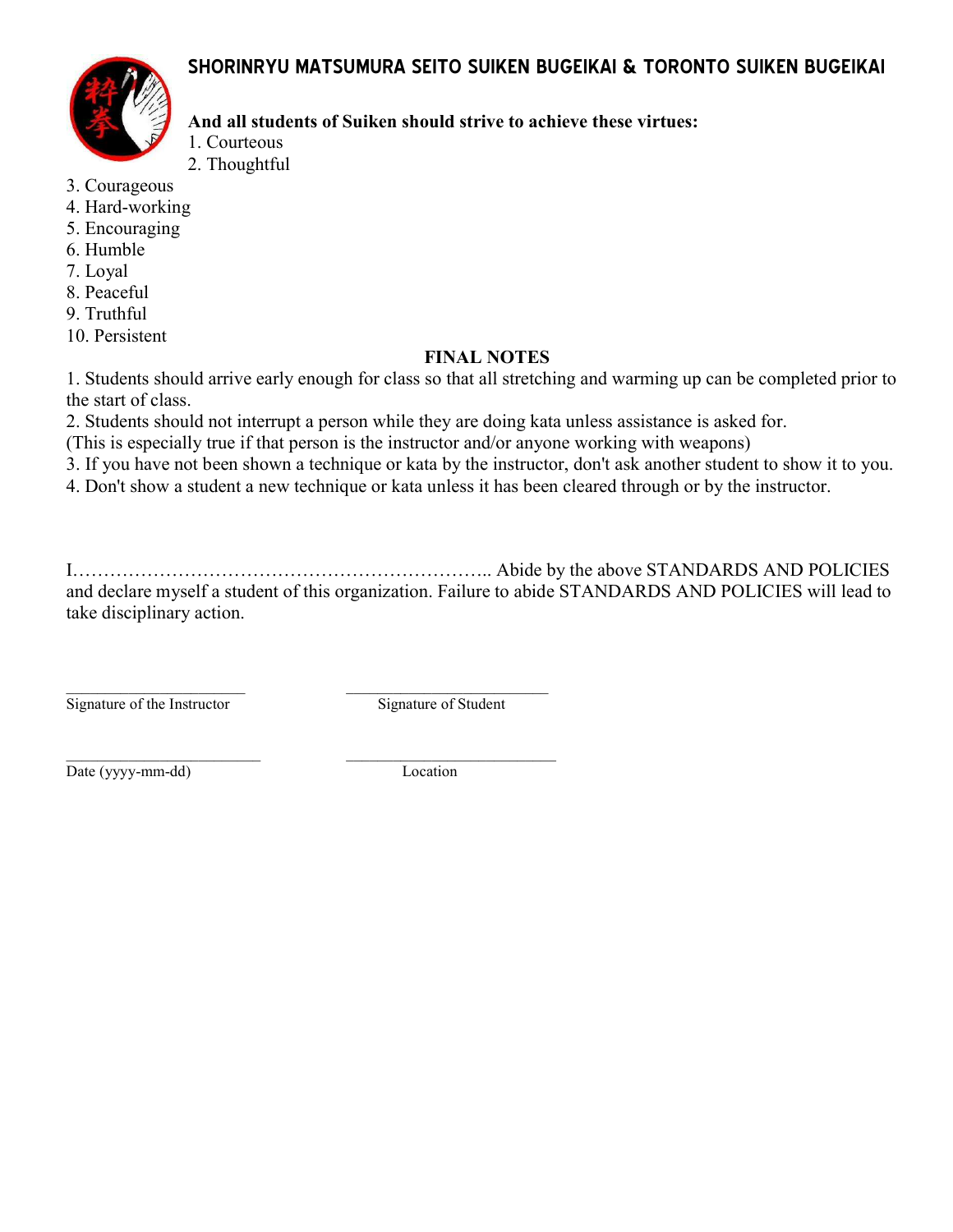## SHORINRYU MATSUMURA SEITO SUIKEN BUGEIKAI & TORONTO SUIKEN BUGEIKAI

**And all students of Suiken should strive to achieve these virtues:**

1. Courteous
2. Thoughtful
3. Courageous
4. Hard-working
5. Encouraging
6. Humble
7. Loyal
8. Peaceful
9. Truthful
10. Persistent

**FINAL NOTES**

1. Students should arrive early enough for class so that all stretching and warming up can be completed prior to the start of class.
2. Students should not interrupt a person while they are doing kata unless assistance is asked for. (This is especially true if that person is the instructor and/or anyone working with weapons)
3. If you have not been shown a technique or kata by the instructor, don't ask another student to show it to you.
4. Don't show a student a new technique or kata unless it has been cleared through or by the instructor.

I………………………………………………………….. Abide by the above STANDARDS AND POLICIES and declare myself a student of this organization. Failure to abide STANDARDS AND POLICIES will lead to take disciplinary action.

______________________ Signature of the Instructor

______________________ Signature of Student

______________________ Date (yyyy-mm-dd)

______________________ Location